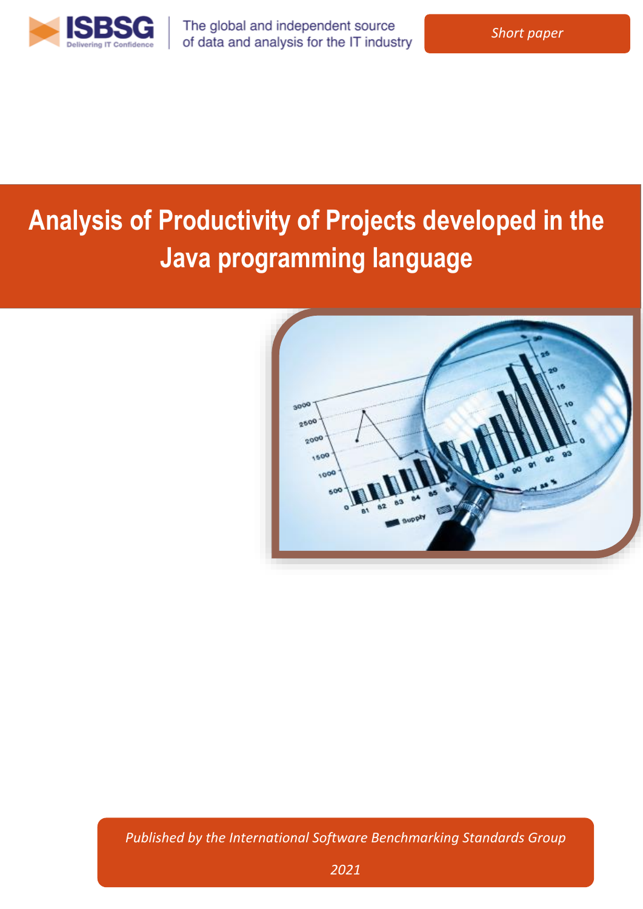ISBSG
Delivering IT Confidence

The global and independent source of data and analysis for the IT industry

*Short paper*

# Analysis of Productivity of Projects developed in the Java programming language

*Published by the International Software Benchmarking Standards Group*

*2021*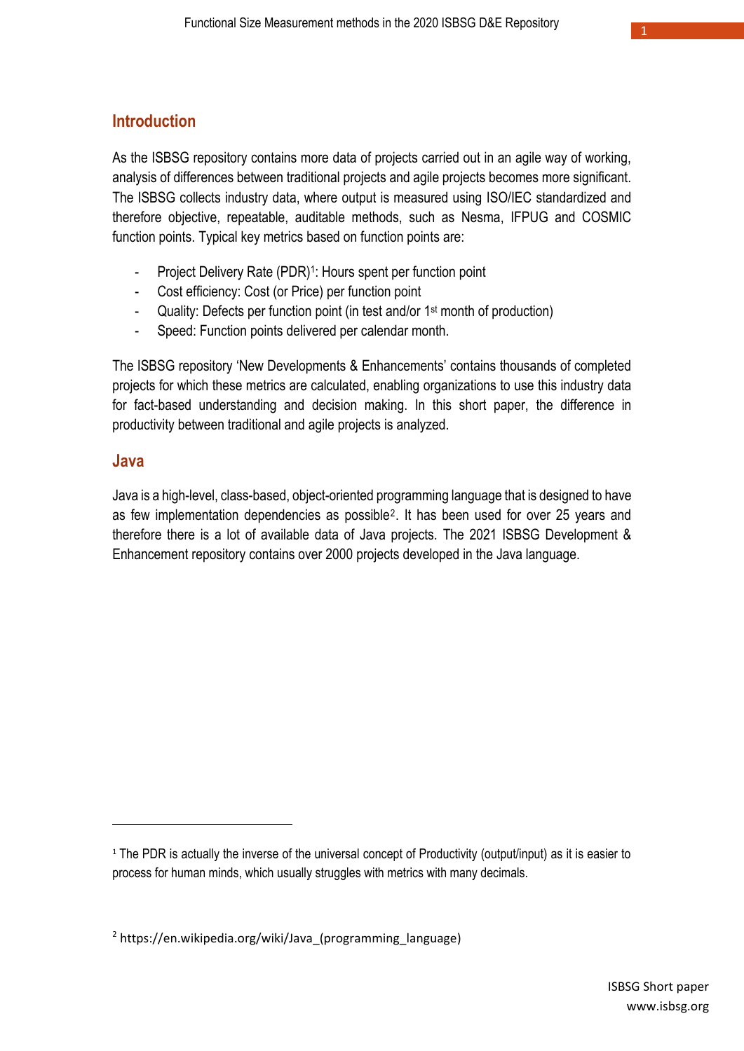## Introduction

As the ISBSG repository contains more data of projects carried out in an agile way of working, analysis of differences between traditional projects and agile projects becomes more significant. The ISBSG collects industry data, where output is measured using ISO/IEC standardized and therefore objective, repeatable, auditable methods, such as Nesma, IFPUG and COSMIC function points. Typical key metrics based on function points are:

- Project Delivery Rate (PDR)[1]: Hours spent per function point
- Cost efficiency: Cost (or Price) per function point
- Quality: Defects per function point (in test and/or 1st month of production)
- Speed: Function points delivered per calendar month.

The ISBSG repository 'New Developments & Enhancements' contains thousands of completed projects for which these metrics are calculated, enabling organizations to use this industry data for fact-based understanding and decision making. In this short paper, the difference in productivity between traditional and agile projects is analyzed.

## Java

Java is a high-level, class-based, object-oriented programming language that is designed to have as few implementation dependencies as possible[2]. It has been used for over 25 years and therefore there is a lot of available data of Java projects. The 2021 ISBSG Development & Enhancement repository contains over 2000 projects developed in the Java language.

---

[1] The PDR is actually the inverse of the universal concept of Productivity (output/input) as it is easier to process for human minds, which usually struggles with metrics with many decimals.

[2] https://en.wikipedia.org/wiki/Java_(programming_language)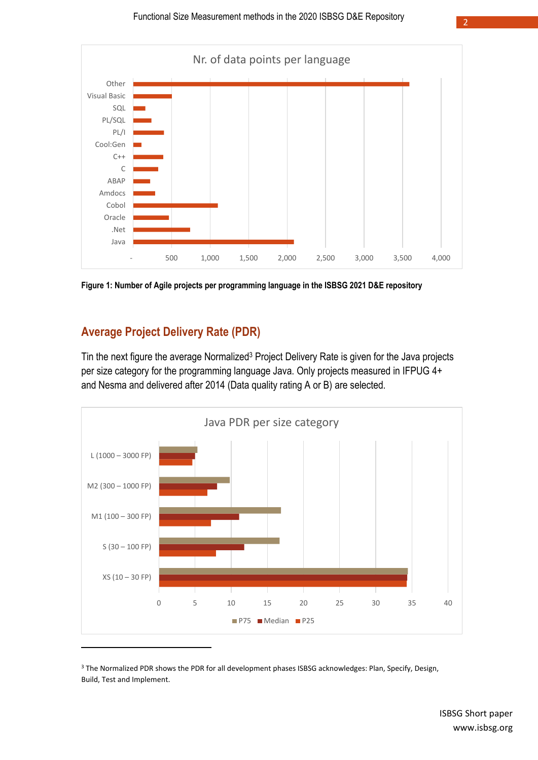Figure 1: Number of Agile projects per programming language in the ISBSG 2021 D&E repository

## Average Project Delivery Rate (PDR)

Tin the next figure the average Normalized[3] Project Delivery Rate is given for the Java projects per size category for the programming language Java. Only projects measured in IFPUG 4+ and Nesma and delivered after 2014 (Data quality rating A or B) are selected.

[3] The Normalized PDR shows the PDR for all development phases ISBSG acknowledges: Plan, Specify, Design, Build, Test and Implement.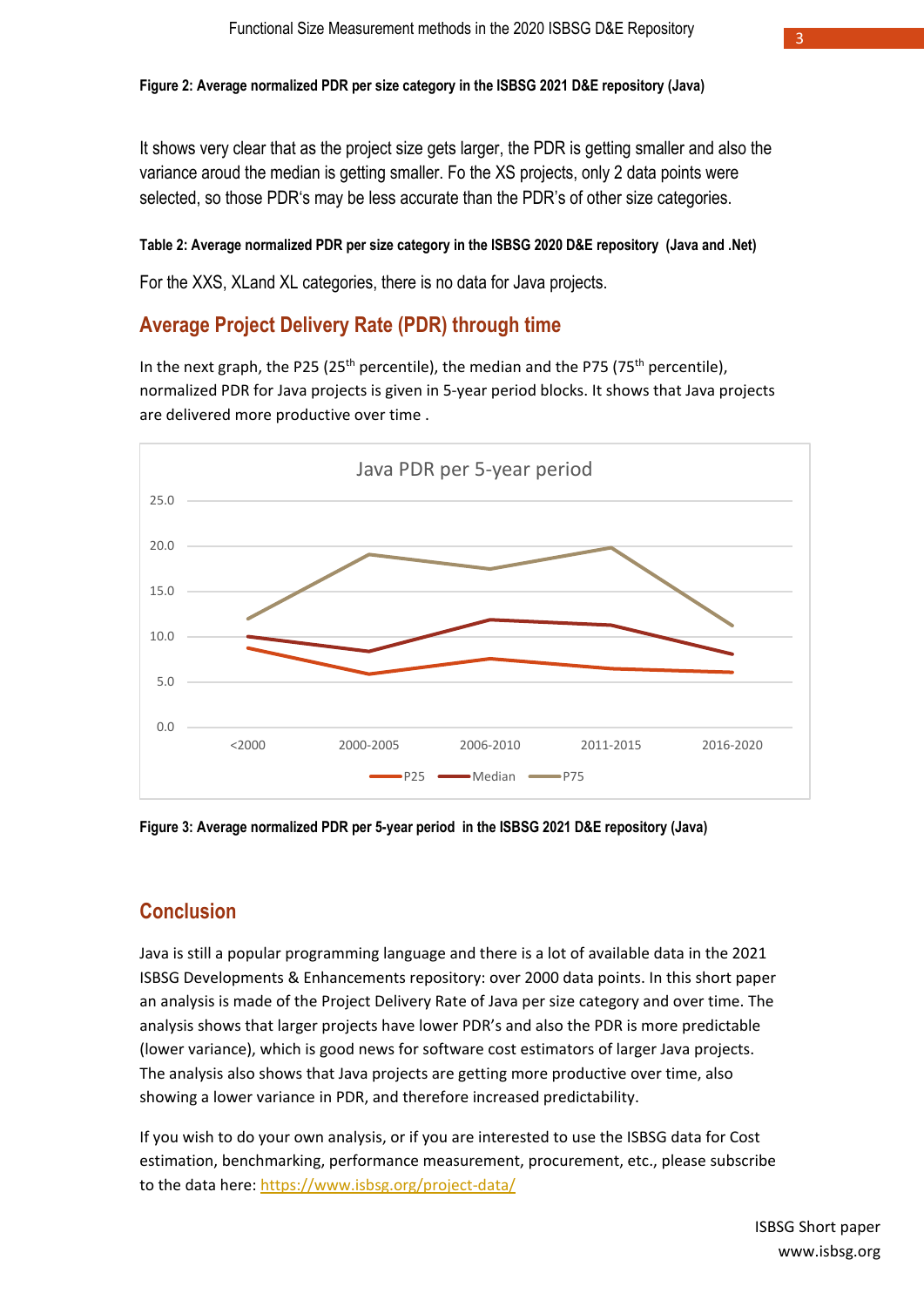**Figure 2: Average normalized PDR per size category in the ISBSG 2021 D&E repository (Java)**

It shows very clear that as the project size gets larger, the PDR is getting smaller and also the variance aroud the median is getting smaller. Fo the XS projects, only 2 data points were selected, so those PDR's may be less accurate than the PDR's of other size categories.

**Table 2: Average normalized PDR per size category in the ISBSG 2020 D&E repository (Java and .Net)**

For the XXS, XLand XL categories, there is no data for Java projects.

## Average Project Delivery Rate (PDR) through time

In the next graph, the P25 (25th percentile), the median and the P75 (75th percentile), normalized PDR for Java projects is given in 5-year period blocks. It shows that Java projects are delivered more productive over time .

**Figure 3: Average normalized PDR per 5-year period in the ISBSG 2021 D&E repository (Java)**

## Conclusion

Java is still a popular programming language and there is a lot of available data in the 2021 ISBSG Developments & Enhancements repository: over 2000 data points. In this short paper an analysis is made of the Project Delivery Rate of Java per size category and over time. The analysis shows that larger projects have lower PDR's and also the PDR is more predictable (lower variance), which is good news for software cost estimators of larger Java projects. The analysis also shows that Java projects are getting more productive over time, also showing a lower variance in PDR, and therefore increased predictability.

If you wish to do your own analysis, or if you are interested to use the ISBSG data for Cost estimation, benchmarking, performance measurement, procurement, etc., please subscribe to the data here: https://www.isbsg.org/project-data/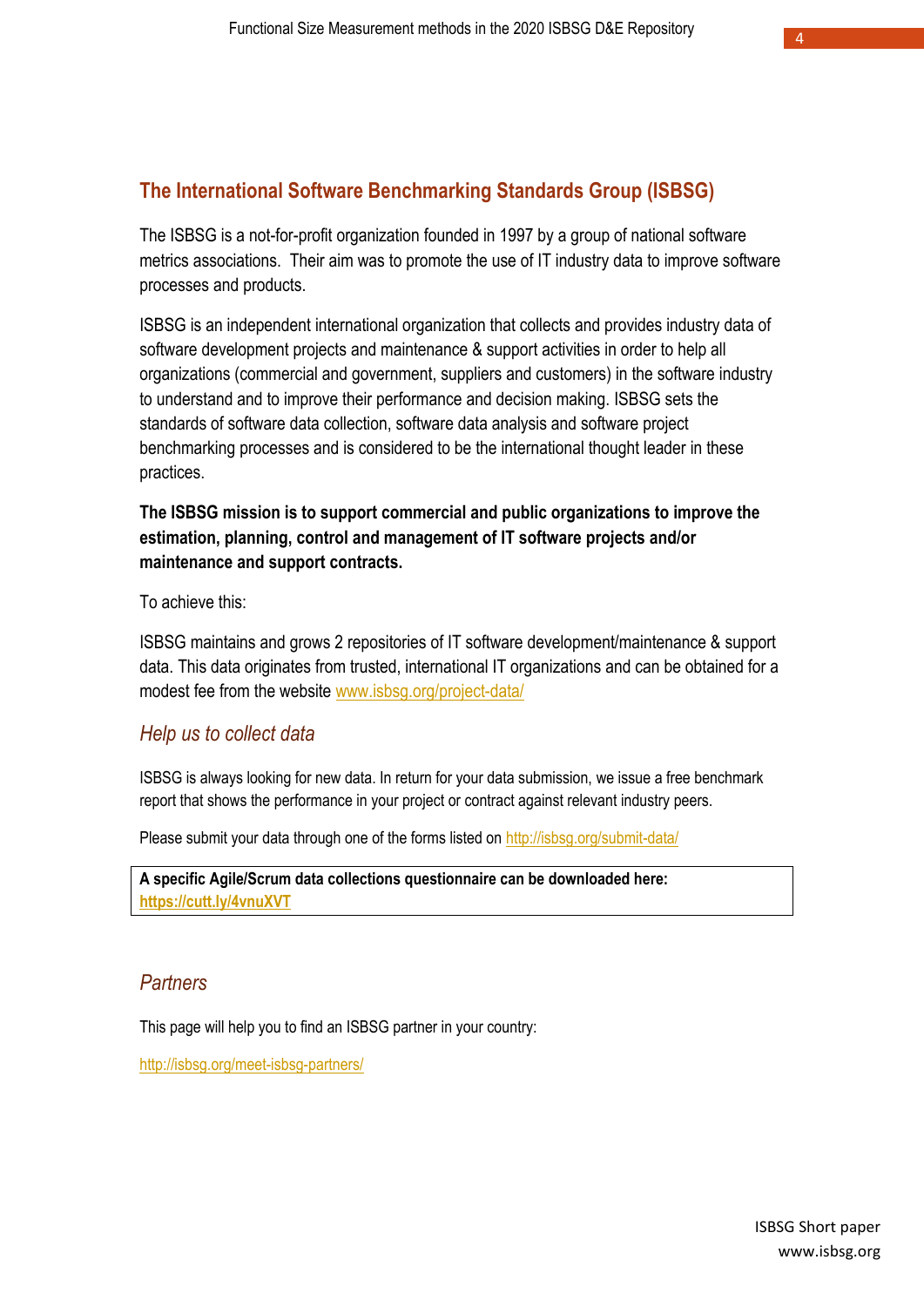## The International Software Benchmarking Standards Group (ISBSG)

The ISBSG is a not-for-profit organization founded in 1997 by a group of national software metrics associations. Their aim was to promote the use of IT industry data to improve software processes and products.

ISBSG is an independent international organization that collects and provides industry data of software development projects and maintenance & support activities in order to help all organizations (commercial and government, suppliers and customers) in the software industry to understand and to improve their performance and decision making. ISBSG sets the standards of software data collection, software data analysis and software project benchmarking processes and is considered to be the international thought leader in these practices.

**The ISBSG mission is to support commercial and public organizations to improve the estimation, planning, control and management of IT software projects and/or maintenance and support contracts.**

To achieve this:

ISBSG maintains and grows 2 repositories of IT software development/maintenance & support data. This data originates from trusted, international IT organizations and can be obtained for a modest fee from the website [www.isbsg.org/project-data/](www.isbsg.org/project-data/)

### *Help us to collect data*

ISBSG is always looking for new data. In return for your data submission, we issue a free benchmark report that shows the performance in your project or contract against relevant industry peers.

Please submit your data through one of the forms listed on [http://isbsg.org/submit-data/](http://isbsg.org/submit-data/)

**A specific Agile/Scrum data collections questionnaire can be downloaded here: [https://cutt.ly/4vnuXVT](https://cutt.ly/4vnuXVT)**

### *Partners*

This page will help you to find an ISBSG partner in your country:

[http://isbsg.org/meet-isbsg-partners/](http://isbsg.org/meet-isbsg-partners/)